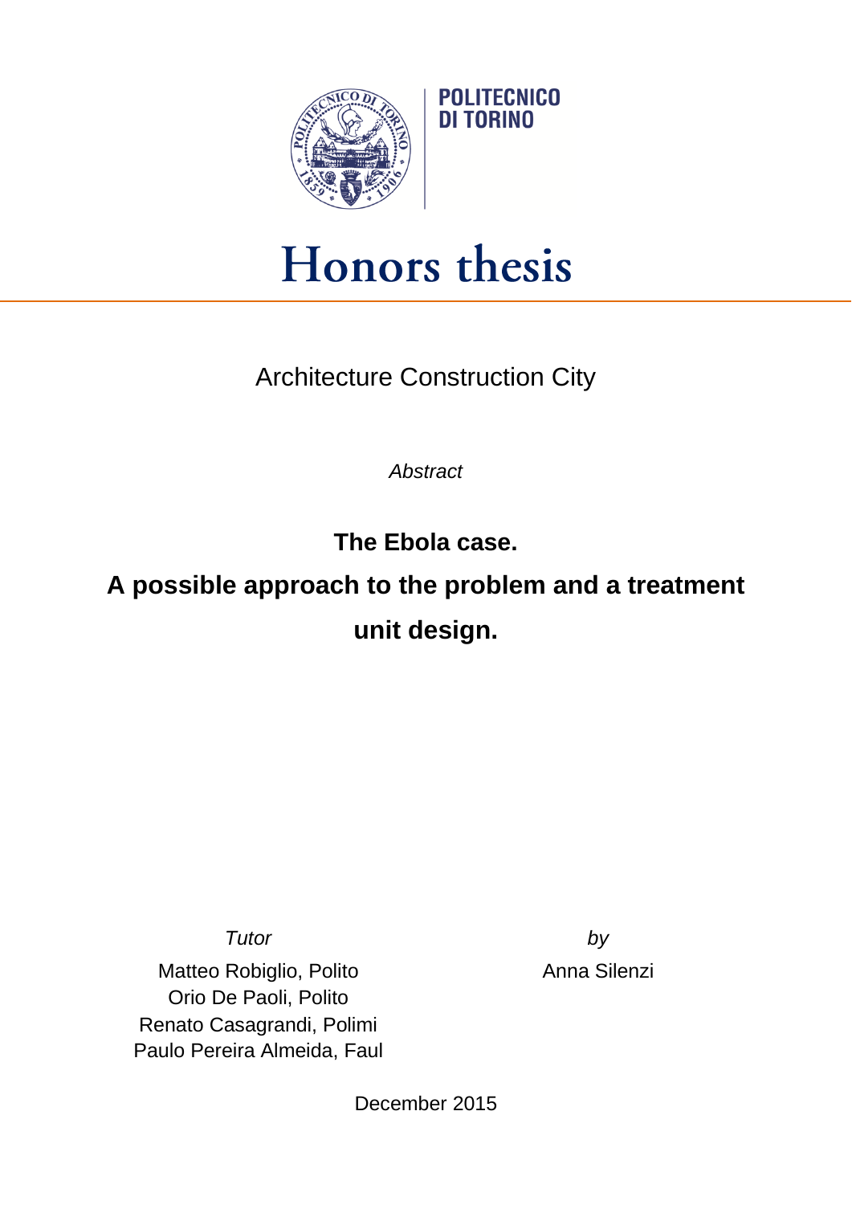POLITECNICO DI TORINO

# Honors thesis

Architecture Construction City

*Abstract*

## The Ebola case.
## A possible approach to the problem and a treatment unit design.

*Tutor*

Matteo Robiglio, Polito
Orio De Paoli, Polito
Renato Casagrandi, Polimi
Paulo Pereira Almeida, Faul

*by*

Anna Silenzi

December 2015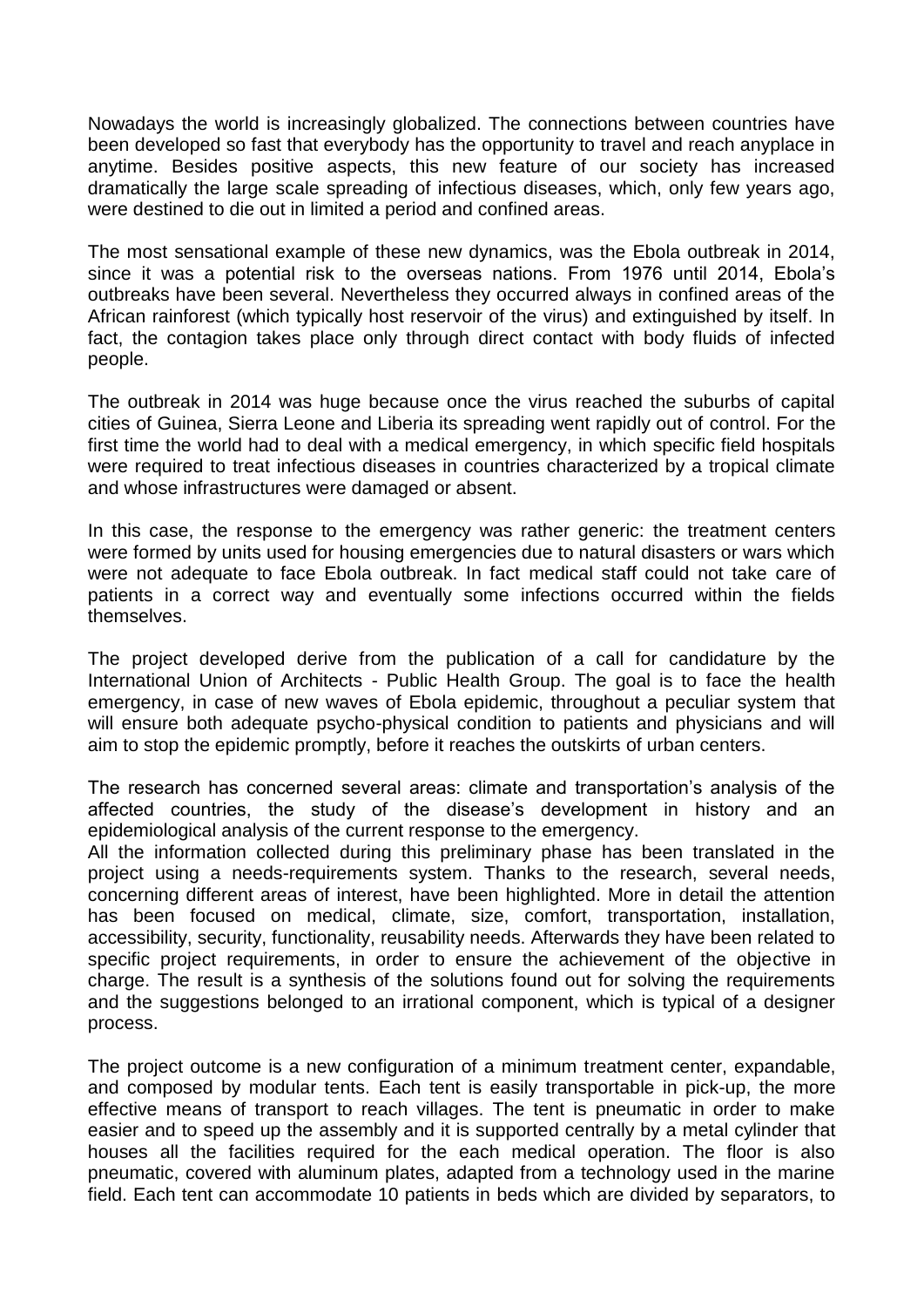Nowadays the world is increasingly globalized. The connections between countries have been developed so fast that everybody has the opportunity to travel and reach anyplace in anytime. Besides positive aspects, this new feature of our society has increased dramatically the large scale spreading of infectious diseases, which, only few years ago, were destined to die out in limited a period and confined areas.

The most sensational example of these new dynamics, was the Ebola outbreak in 2014, since it was a potential risk to the overseas nations. From 1976 until 2014, Ebola's outbreaks have been several. Nevertheless they occurred always in confined areas of the African rainforest (which typically host reservoir of the virus) and extinguished by itself. In fact, the contagion takes place only through direct contact with body fluids of infected people.

The outbreak in 2014 was huge because once the virus reached the suburbs of capital cities of Guinea, Sierra Leone and Liberia its spreading went rapidly out of control. For the first time the world had to deal with a medical emergency, in which specific field hospitals were required to treat infectious diseases in countries characterized by a tropical climate and whose infrastructures were damaged or absent.

In this case, the response to the emergency was rather generic: the treatment centers were formed by units used for housing emergencies due to natural disasters or wars which were not adequate to face Ebola outbreak. In fact medical staff could not take care of patients in a correct way and eventually some infections occurred within the fields themselves.

The project developed derive from the publication of a call for candidature by the International Union of Architects - Public Health Group. The goal is to face the health emergency, in case of new waves of Ebola epidemic, throughout a peculiar system that will ensure both adequate psycho-physical condition to patients and physicians and will aim to stop the epidemic promptly, before it reaches the outskirts of urban centers.

The research has concerned several areas: climate and transportation's analysis of the affected countries, the study of the disease's development in history and an epidemiological analysis of the current response to the emergency.
All the information collected during this preliminary phase has been translated in the project using a needs-requirements system. Thanks to the research, several needs, concerning different areas of interest, have been highlighted. More in detail the attention has been focused on medical, climate, size, comfort, transportation, installation, accessibility, security, functionality, reusability needs. Afterwards they have been related to specific project requirements, in order to ensure the achievement of the objective in charge. The result is a synthesis of the solutions found out for solving the requirements and the suggestions belonged to an irrational component, which is typical of a designer process.

The project outcome is a new configuration of a minimum treatment center, expandable, and composed by modular tents. Each tent is easily transportable in pick-up, the more effective means of transport to reach villages. The tent is pneumatic in order to make easier and to speed up the assembly and it is supported centrally by a metal cylinder that houses all the facilities required for the each medical operation. The floor is also pneumatic, covered with aluminum plates, adapted from a technology used in the marine field. Each tent can accommodate 10 patients in beds which are divided by separators, to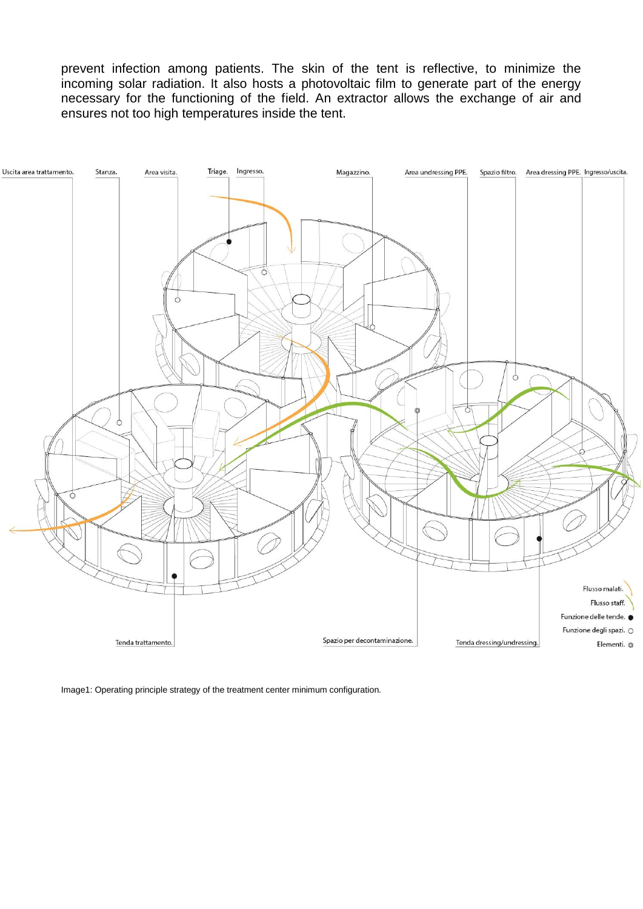prevent infection among patients. The skin of the tent is reflective, to minimize the incoming solar radiation. It also hosts a photovoltaic film to generate part of the energy necessary for the functioning of the field. An extractor allows the exchange of air and ensures not too high temperatures inside the tent.

Uscita area trattamento.
Stanza.
Area visita.
Triage.
Ingresso.
Magazzino.
Area undressing PPE.
Spazio filtro.
Area dressing PPE.
Ingresso/uscita.

Tenda trattamento.
Spazio per decontaminazione.
Tenda dressing/undressing.

Flusso malati.
Flusso staff.
Funzione delle tende.
Funzione degli spazi.
Elementi.

Image1: Operating principle strategy of the treatment center minimum configuration.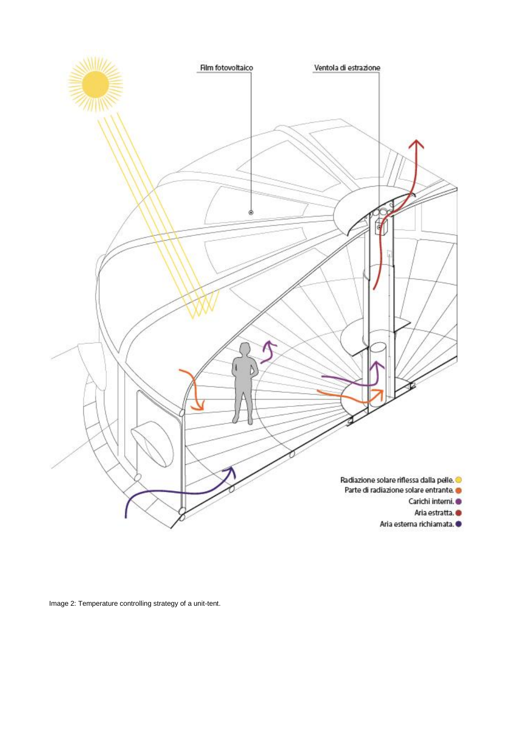Film fotovoltaico

Ventola di estrazione

Radiazione solare riflessa dalla pelle.
Parte di radiazione solare entrante.
Carichi interni.
Aria estratta.
Aria esterna richiamata.

Image 2: Temperature controlling strategy of a unit-tent.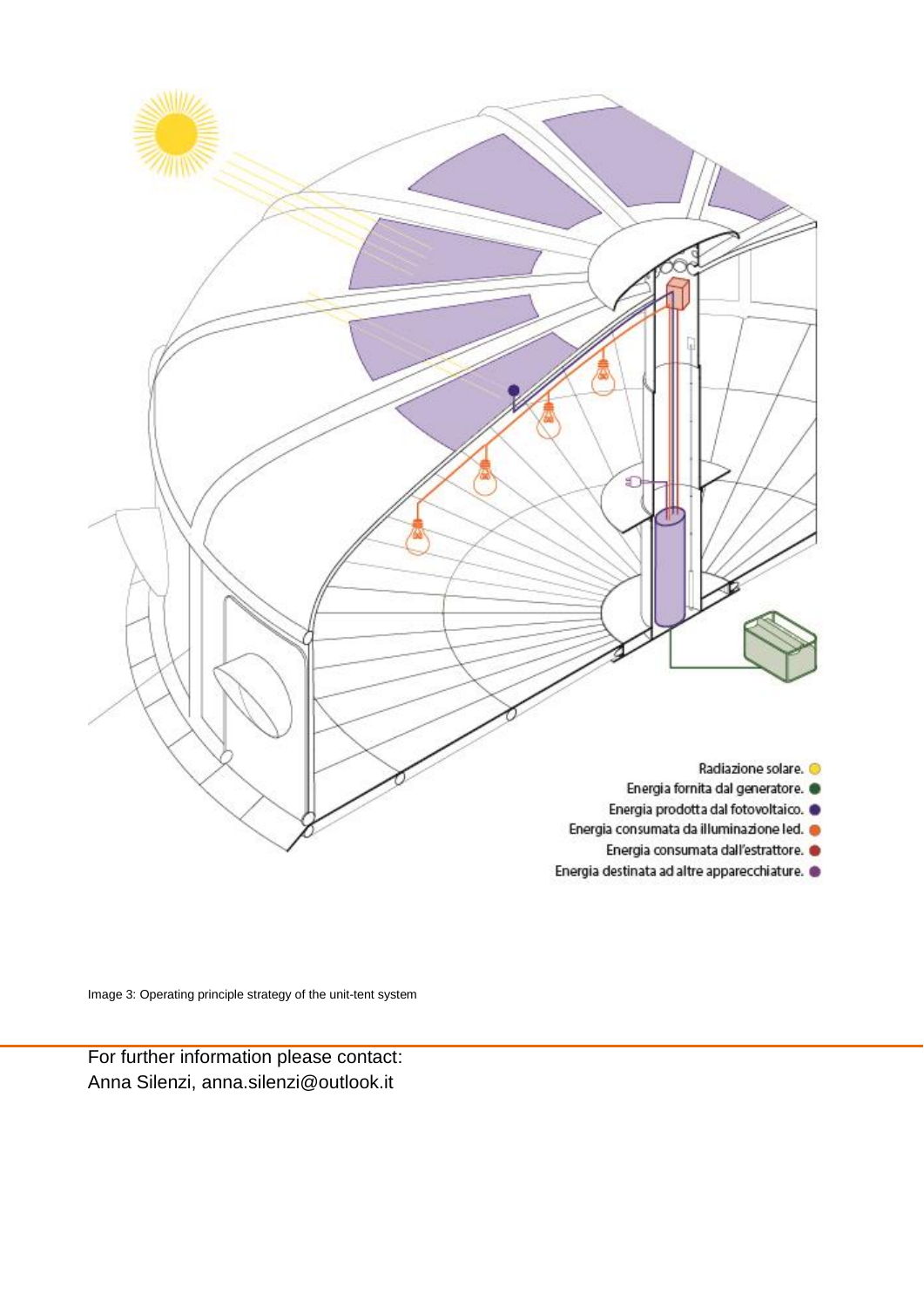Radiazione solare.
Energia fornita dal generatore.
Energia prodotta dal fotovoltaico.
Energia consumata da illuminazione led.
Energia consumata dall'estrattore.
Energia destinata ad altre apparecchiature.

Image 3: Operating principle strategy of the unit-tent system

For further information please contact:
Anna Silenzi, anna.silenzi@outlook.it